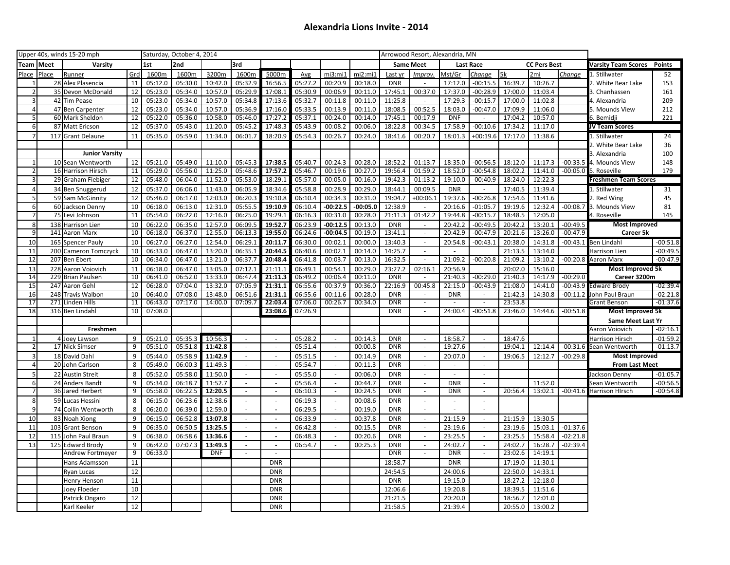# Alexandria Lions Invite - 2014

| Upper 40s, winds 15-20 mph | | | | Saturday, October 4, 2014 | | | | | | | | | Arrowood Resort, Alexandria, MN | | | | | | |
|---|---|---|---|---|---|---|---|---|---|---|---|---|---|---|---|---|---|---|---|
| Team | Meet | Varsity | | 1st | 2nd | | 3rd | | | | | | Same Meet | | Last Race | | CC Pers Best | | |
| Place | Place | Runner | Grd | 1600m | 1600m | 3200m | 1600m | 5000m | Avg | mi3:mi1 | mi2:mi1 | Last yr | Improv. | Mst/Gr | Change | 5k | 2mi | Change |
| 1 | 28 | Alex Plasencia | 11 | 05:12.0 | 05:30.0 | 10:42.0 | 05:32.9 | 16:56.5 | 05:27.2 | 00:20.9 | 00:18.0 | DNR | - | 17:12.0 | -00:15.5 | 16:39.7 | 10:26.7 | |
| 2 | 35 | Devon McDonald | 12 | 05:23.0 | 05:34.0 | 10:57.0 | 05:29.9 | 17:08.1 | 05:30.9 | 00:06.9 | 00:11.0 | 17:45.1 | 00:37.0 | 17:37.0 | -00:28.9 | 17:00.0 | 11:03.4 | |
| 3 | 42 | Tim Pease | 10 | 05:23.0 | 05:34.0 | 10:57.0 | 05:34.8 | 17:13.6 | 05:32.7 | 00:11.8 | 00:11.0 | 11:25.8 | - | 17:29.3 | -00:15.7 | 17:00.0 | 11:02.8 | |
| 4 | 47 | Ben Carpenter | 12 | 05:23.0 | 05:34.0 | 10:57.0 | 05:36.9 | 17:16.0 | 05:33.5 | 00:13.9 | 00:11.0 | 18:08.5 | 00:52.5 | 18:03.0 | -00:47.0 | 17:09.9 | 11:06.0 | |
| 5 | 60 | Mark Sheldon | 12 | 05:22.0 | 05:36.0 | 10:58.0 | 05:46.0 | 17:27.2 | 05:37.1 | 00:24.0 | 00:14.0 | 17:45.1 | 00:17.9 | DNF | - | 17:04.2 | 10:57.0 | |
| 6 | 87 | Matt Ericson | 12 | 05:37.0 | 05:43.0 | 11:20.0 | 05:45.2 | 17:48.3 | 05:43.9 | 00:08.2 | 00:06.0 | 18:22.8 | 00:34.5 | 17:58.9 | -00:10.6 | 17:34.2 | 11:17.0 | |
| 7 | 117 | Grant Delaune | 11 | 05:35.0 | 05:59.0 | 11:34.0 | 06:01.7 | 18:20.9 | 05:54.3 | 00:26.7 | 00:24.0 | 18:41.6 | 00:20.7 | 18:01.3 | +00:19.6 | 17:17.0 | 11:38.6 | |
| | | | | | | | | | | | | | | | | | | |
| | | **Junior Varsity** | | | | | | | | | | | | | | | | |
| 1 | 10 | Sean Wentworth | 12 | 05:21.0 | 05:49.0 | 11:10.0 | 05:45.3 | 17:38.5 | 05:40.7 | 00:24.3 | 00:28.0 | 18:52.2 | 01:13.7 | 18:35.0 | -00:56.5 | 18:12.0 | 11:17.3 | -00:33.5 |
| 2 | 16 | Harrison Hirsch | 11 | 05:29.0 | 05:56.0 | 11:25.0 | 05:48.6 | 17:57.2 | 05:46.7 | 00:19.6 | 00:27.0 | 19:56.4 | 01:59.2 | 18:52.0 | -00:54.8 | 18:02.2 | 11:41.0 | -00:05.0 |
| 3 | 29 | Graham Fiebiger | 12 | 05:48.0 | 06:04.0 | 11:52.0 | 05:53.0 | 18:29.1 | 05:57.0 | 00:05.0 | 00:16.0 | 19:42.3 | 01:13.2 | 19:10.0 | -00:40.9 | 18:24.0 | 12:22.3 | |
| 4 | 34 | Ben Snuggerud | 12 | 05:37.0 | 06:06.0 | 11:43.0 | 06:05.9 | 18:34.6 | 05:58.8 | 00:28.9 | 00:29.0 | 18:44.1 | 00:09.5 | DNR | - | 17:40.5 | 11:39.4 | |
| 5 | 59 | Sam McGinnity | 12 | 05:46.0 | 06:17.0 | 12:03.0 | 06:20.3 | 19:10.8 | 06:10.4 | 00:34.3 | 00:31.0 | 19:04.7 | +00:06.1 | 19:37.6 | -00:26.8 | 17:54.6 | 11:41.6 | |
| 6 | 60 | Jackson Denny | 10 | 06:18.0 | 06:13.0 | 12:31.0 | 05:55.5 | 19:10.9 | 06:10.4 | -00:22.5 | -00:05.0 | 12:38.9 | - | 20:16.6 | -01:05.7 | 19:19.6 | 12:32.4 | -00:08.7 |
| 7 | 75 | Levi Johnson | 11 | 05:54.0 | 06:22.0 | 12:16.0 | 06:25.0 | 19:29.1 | 06:16.3 | 00:31.0 | 00:28.0 | 21:11.3 | 01:42.2 | 19:44.8 | -00:15.7 | 18:48.5 | 12:05.0 | |
| 8 | 138 | Harrison Lien | 10 | 06:22.0 | 06:35.0 | 12:57.0 | 06:09.5 | 19:52.7 | 06:23.9 | -00:12.5 | 00:13.0 | DNR | - | 20:42.2 | -00:49.5 | 20:42.2 | 13:20.1 | -00:49.5 |
| 9 | 141 | Aaron Marx | 10 | 06:18.0 | 06:37.0 | 12:55.0 | 06:13.3 | 19:55.0 | 06:24.6 | -00:04.5 | 00:19.0 | 13:41.1 | - | 20:42.9 | -00:47.9 | 20:21.6 | 13:26.0 | -00:47.9 |
| 10 | 165 | Spencer Pauly | 10 | 06:27.0 | 06:27.0 | 12:54.0 | 06:29.1 | 20:11.7 | 06:30.0 | 00:02.1 | 00:00.0 | 13:40.3 | - | 20:54.8 | -00:43.1 | 20:38.0 | 14:31.8 | -00:43.1 |
| 11 | 200 | Cameron Tomczyck | 10 | 06:33.0 | 06:47.0 | 13:20.0 | 06:35.1 | 20:44.5 | 06:40.6 | 00:02.1 | 00:14.0 | 14:25.7 | - | - | | 21:13.5 | 13:14.0 | |
| 12 | 207 | Ben Ebert | 10 | 06:34.0 | 06:47.0 | 13:21.0 | 06:37.7 | 20:48.4 | 06:41.8 | 00:03.7 | 00:13.0 | 16:32.5 | - | 21:09.2 | -00:20.8 | 21:09.2 | 13:10.2 | -00:20.8 |
| 13 | 228 | Aaron Voiovich | 11 | 06:18.0 | 06:47.0 | 13:05.0 | 07:12.1 | 21:11.1 | 06:49.1 | 00:54.1 | 00:29.0 | 23:27.2 | 02:16.1 | 20:56.9 | | 20:02.0 | 15:16.0 | |
| 14 | 229 | Brian Paulsen | 10 | 06:41.0 | 06:52.0 | 13:33.0 | 06:47.4 | 21:11.3 | 06:49.2 | 00:06.4 | 00:11.0 | DNR | - | 21:40.3 | -00:29.0 | 21:40.3 | 14:17.9 | -00:29.0 |
| 15 | 247 | Aaron Gehl | 12 | 06:28.0 | 07:04.0 | 13:32.0 | 07:05.9 | 21:31.1 | 06:55.6 | 00:37.9 | 00:36.0 | 22:16.9 | 00:45.8 | 22:15.0 | -00:43.9 | 21:08.0 | 14:41.0 | -00:43.9 |
| 16 | 248 | Travis Walbon | 10 | 06:40.0 | 07:08.0 | 13:48.0 | 06:51.6 | 21:31.1 | 06:55.6 | 00:11.6 | 00:28.0 | DNR | - | DNR | - | 21:42.3 | 14:30.8 | -00:11.2 |
| 17 | 271 | Linden Hills | 11 | 06:43.0 | 07:17.0 | 14:00.0 | 07:09.7 | 22:03.4 | 07:06.0 | 00:26.7 | 00:34.0 | DNR | - | - | - | 23:53.8 | | |
| 18 | 316 | Ben Lindahl | 10 | 07:08.0 | | | | 23:08.6 | 07:26.9 | | | DNR | - | 24:00.4 | -00:51.8 | 23:46.0 | 14:44.6 | -00:51.8 |
| | | | | | | | | | | | | | | | | | | |
| | | **Freshmen** | | | | | | | | | | | | | | | | |
| 1 | 4 | Joey Lawson | 9 | 05:21.0 | 05:35.3 | 10:56.3 | - | - | 05:28.2 | - | 00:14.3 | DNR | - | 18:58.7 | - | 18:47.6 | | |
| 2 | 17 | Nick Simser | 9 | 05:51.0 | 05:51.8 | 11:42.8 | - | - | 05:51.4 | - | 00:00.8 | DNR | - | 19:27.6 | - | 19:04.1 | 12:14.4 | -00:31.6 |
| 3 | 18 | David Dahl | 9 | 05:44.0 | 05:58.9 | 11:42.9 | - | - | 05:51.5 | - | 00:14.9 | DNR | - | 20:07.0 | - | 19:06.5 | 12:12.7 | -00:29.8 |
| 4 | 20 | John Carlson | 8 | 05:49.0 | 06:00.3 | 11:49.3 | - | - | 05:54.7 | - | 00:11.3 | DNR | - | - | - | | | |
| 5 | 22 | Austin Streit | 8 | 05:52.0 | 05:58.0 | 11:50.0 | - | - | 05:55.0 | - | 00:06.0 | DNR | - | - | - | | | |
| 6 | 24 | Anders Bandt | 9 | 05:34.0 | 06:18.7 | 11:52.7 | - | - | 05:56.4 | - | 00:44.7 | DNR | - | DNR | - | | 11:52.0 | |
| 7 | 36 | Jared Herbert | 9 | 05:58.0 | 06:22.5 | 12:20.5 | - | - | 06:10.3 | - | 00:24.5 | DNR | - | DNR | - | 20:56.4 | 13:02.1 | -00:41.6 |
| 8 | 59 | Lucas Hessini | 8 | 06:15.0 | 06:23.6 | 12:38.6 | - | - | 06:19.3 | - | 00:08.6 | DNR | - | - | - | | | |
| 9 | 74 | Collin Wentworth | 8 | 06:20.0 | 06:39.0 | 12:59.0 | - | - | 06:29.5 | - | 00:19.0 | DNR | - | - | - | | | |
| 10 | 83 | Noah Xiong | 9 | 06:15.0 | 06:52.8 | 13:07.8 | - | - | 06:33.9 | - | 00:37.8 | DNR | - | 21:15.9 | - | 21:15.9 | 13:30.5 | |
| 11 | 103 | Grant Benson | 9 | 06:35.0 | 06:50.5 | 13:25.5 | - | - | 06:42.8 | - | 00:15.5 | DNR | - | 23:19.6 | - | 23:19.6 | 15:03.1 | -01:37.6 |
| 12 | 115 | John Paul Braun | 9 | 06:38.0 | 06:58.6 | 13:36.6 | - | - | 06:48.3 | - | 00:20.6 | DNR | - | 23:25.5 | - | 23:25.5 | 15:58.4 | -02:21.8 |
| 13 | 125 | Edward Brody | 9 | 06:42.0 | 07:07.3 | 13:49.3 | - | - | 06:54.7 | - | 00:25.3 | DNR | - | 24:02.7 | - | 24:02.7 | 16:28.7 | -02:39.4 |
| | | Andrew Fortmeyer | 9 | 06:33.0 | | DNF | - | - | | | | DNR | - | DNR | - | 23:02.6 | 14:19.1 | |
| | | Hans Adamsson | 11 | | | | | DNR | | | | 18:58.7 | | DNR | | 17:19.0 | 11:30.1 | |
| | | Ryan Lucas | 12 | | | | | DNR | | | | 24:54.5 | | 24:00.6 | | 22:50.0 | 14:33.1 | |
| | | Henry Henson | 11 | | | | | DNR | | | | DNR | | 19:15.0 | | 18:27.2 | 12:18.0 | |
| | | Joey Floeder | 10 | | | | | DNR | | | | 12:06.6 | | 19:20.8 | | 18:39.5 | 11:51.6 | |
| | | Patrick Ongaro | 12 | | | | | DNR | | | | 21:21.5 | | 20:20.0 | | 18:56.7 | 12:01.0 | |
| | | Karl Keeler | 12 | | | | | DNR | | | | 21:58.5 | | 21:39.4 | | 20:55.0 | 13:00.2 | |

| Varsity Team Scores | Points |
|---|---|
| 1. Stillwater | 52 |
| 2. White Bear Lake | 153 |
| 3. Chanhassen | 161 |
| 4. Alexandria | 209 |
| 5. Mounds View | 212 |
| 6. Bemidji | 221 |
| **JV Team Scores** | |
| 1. Stillwater | 24 |
| 2. White Bear Lake | 36 |
| 3. Alexandria | 100 |
| 4. Mounds View | 148 |
| 5. Roseville | 179 |
| **Freshmen Team Scores** | |
| 1. Stillwater | 31 |
| 2. Red Wing | 45 |
| 3. Mounds View | 81 |
| 4. Roseville | 145 |
| **Most Improved Career 5k** | |
| Ben Lindahl | -00:51.8 |
| Harrison Lien | -00:49.5 |
| Aaron Marx | -00:47.9 |
| **Most Improved 5k Career 3200m** | |
| Edward Brody | -02:39.4 |
| John Paul Braun | -02:21.8 |
| Grant Benson | -01:37.6 |
| **Most Improved 5k Same Meet Last Yr** | |
| Aaron Voiovich | -02:16.1 |
| Harrison Hirsch | -01:59.2 |
| Sean Wentworth | -01:13.7 |
| **Most Improved From Last Meet** | |
| Jackson Denny | -01:05.7 |
| Sean Wentworth | -00:56.5 |
| Harrison HIrsch | -00:54.8 |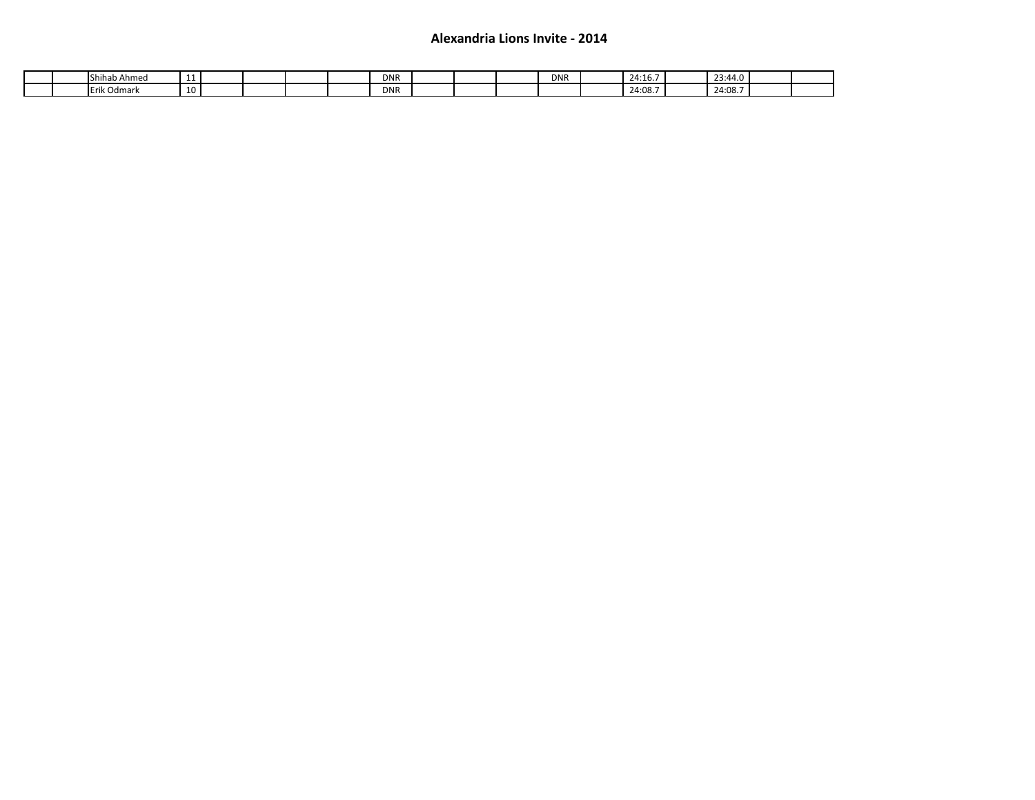# Alexandria Lions Invite - 2014

| | | | | | | | | | | | | | | | | | | |
|---|---|---|---|---|---|---|---|---|---|---|---|---|---|---|---|---|---|---|
| | | Shihab Ahmed | 11 | | | | | DNR | | | | DNR | | 24:16.7 | | 23:44.0 | | |
| | | Erik Odmark | 10 | | | | | DNR | | | | | | 24:08.7 | | 24:08.7 | | |